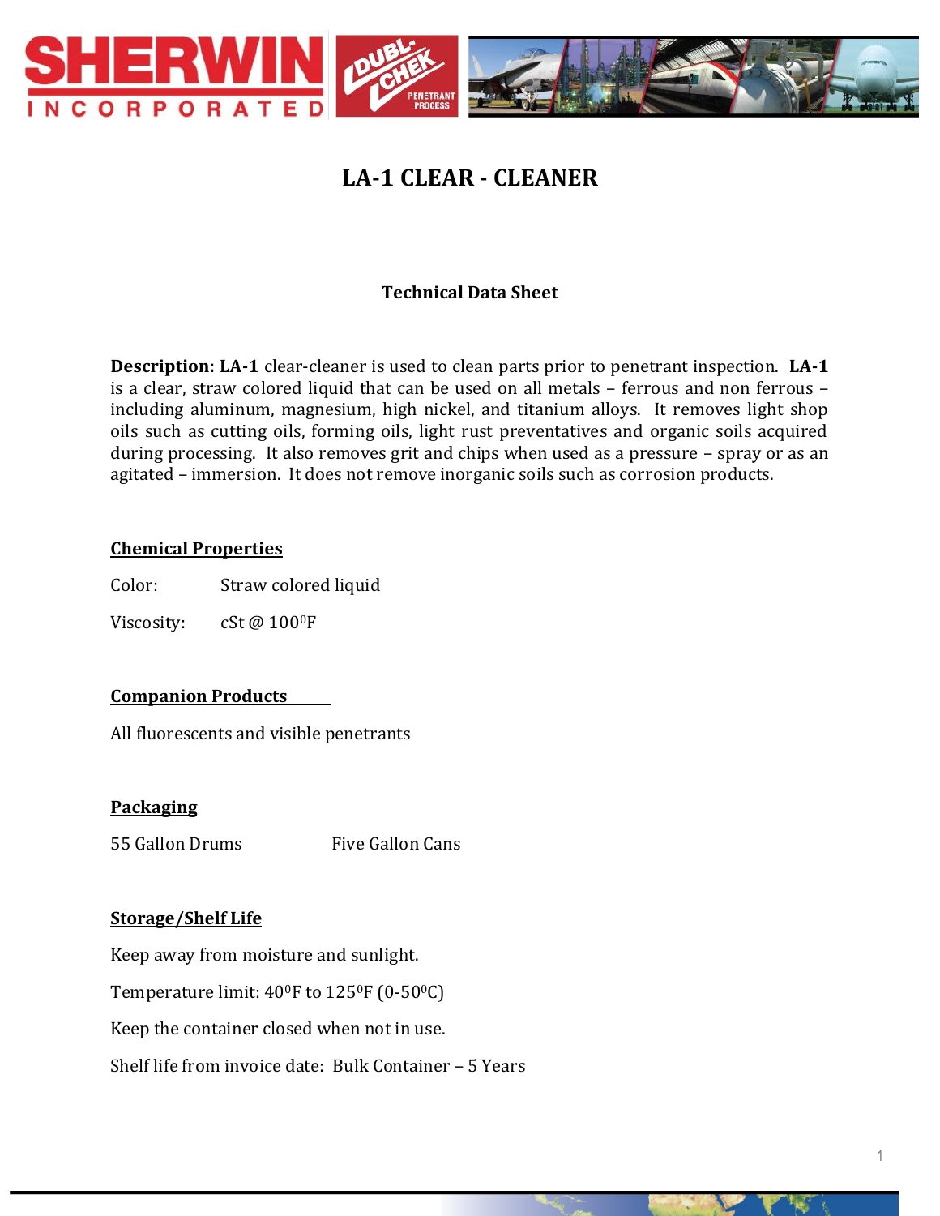# LA-1 CLEAR - CLEANER

### Technical Data Sheet

**Description: LA-1** clear-cleaner is used to clean parts prior to penetrant inspection. **LA-1** is a clear, straw colored liquid that can be used on all metals – ferrous and non ferrous – including aluminum, magnesium, high nickel, and titanium alloys. It removes light shop oils such as cutting oils, forming oils, light rust preventatives and organic soils acquired during processing. It also removes grit and chips when used as a pressure – spray or as an agitated – immersion. It does not remove inorganic soils such as corrosion products.

## Chemical Properties

Color: Straw colored liquid

Viscosity: cSt @ 100$^0$F

## Companion Products

All fluorescents and visible penetrants

## Packaging

55 Gallon Drums     Five Gallon Cans

## Storage/Shelf Life

Keep away from moisture and sunlight.

Temperature limit: 40$^0$F to 125$^0$F (0-50$^0$C)

Keep the container closed when not in use.

Shelf life from invoice date: Bulk Container – 5 Years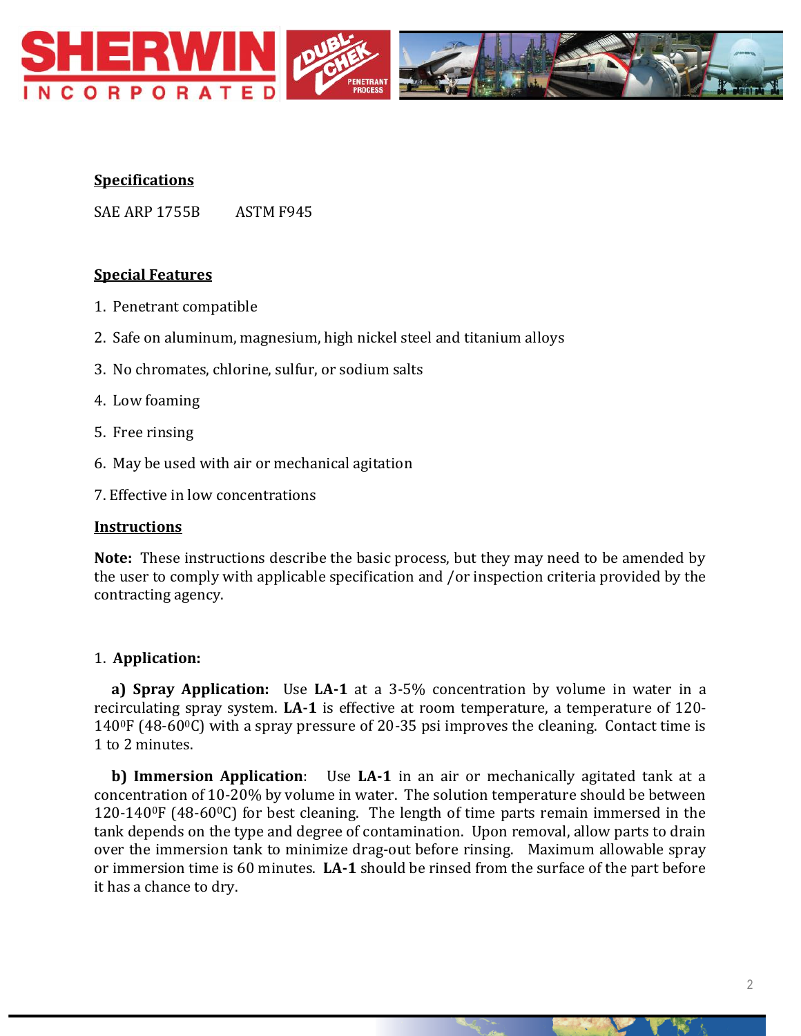**Specifications**

SAE ARP 1755B ASTM F945

**Special Features**

1. Penetrant compatible
2. Safe on aluminum, magnesium, high nickel steel and titanium alloys
3. No chromates, chlorine, sulfur, or sodium salts
4. Low foaming
5. Free rinsing
6. May be used with air or mechanical agitation
7. Effective in low concentrations

**Instructions**

**Note:** These instructions describe the basic process, but they may need to be amended by the user to comply with applicable specification and /or inspection criteria provided by the contracting agency.

1. **Application:**

**a) Spray Application:** Use **LA-1** at a 3-5% concentration by volume in water in a recirculating spray system. **LA-1** is effective at room temperature, a temperature of 120-140$^{0}$F (48-60$^{0}$C) with a spray pressure of 20-35 psi improves the cleaning. Contact time is 1 to 2 minutes.

**b) Immersion Application**: Use **LA-1** in an air or mechanically agitated tank at a concentration of 10-20% by volume in water. The solution temperature should be between 120-140$^{0}$F (48-60$^{0}$C) for best cleaning. The length of time parts remain immersed in the tank depends on the type and degree of contamination. Upon removal, allow parts to drain over the immersion tank to minimize drag-out before rinsing. Maximum allowable spray or immersion time is 60 minutes. **LA-1** should be rinsed from the surface of the part before it has a chance to dry.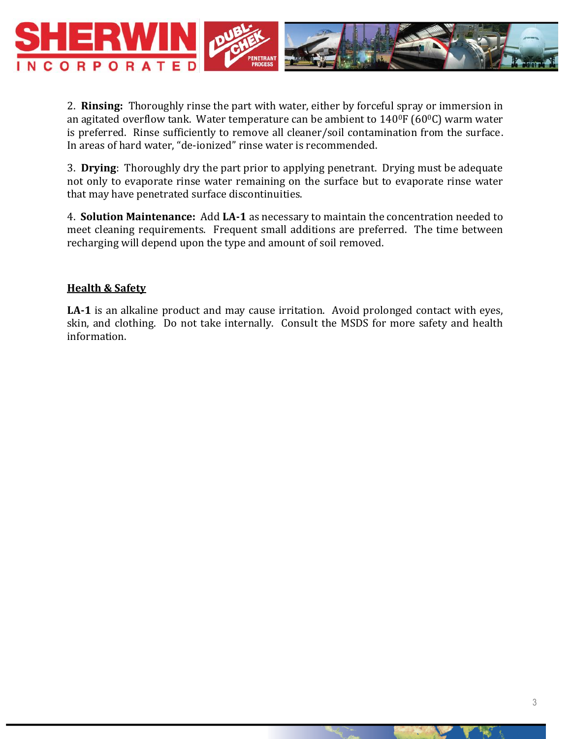2. **Rinsing:** Thoroughly rinse the part with water, either by forceful spray or immersion in an agitated overflow tank. Water temperature can be ambient to 140$^{0}$F (60$^{0}$C) warm water is preferred. Rinse sufficiently to remove all cleaner/soil contamination from the surface. In areas of hard water, "de-ionized" rinse water is recommended.

3. **Drying**: Thoroughly dry the part prior to applying penetrant. Drying must be adequate not only to evaporate rinse water remaining on the surface but to evaporate rinse water that may have penetrated surface discontinuities.

4. **Solution Maintenance:** Add **LA-1** as necessary to maintain the concentration needed to meet cleaning requirements. Frequent small additions are preferred. The time between recharging will depend upon the type and amount of soil removed.

## Health & Safety

**LA-1** is an alkaline product and may cause irritation. Avoid prolonged contact with eyes, skin, and clothing. Do not take internally. Consult the MSDS for more safety and health information.